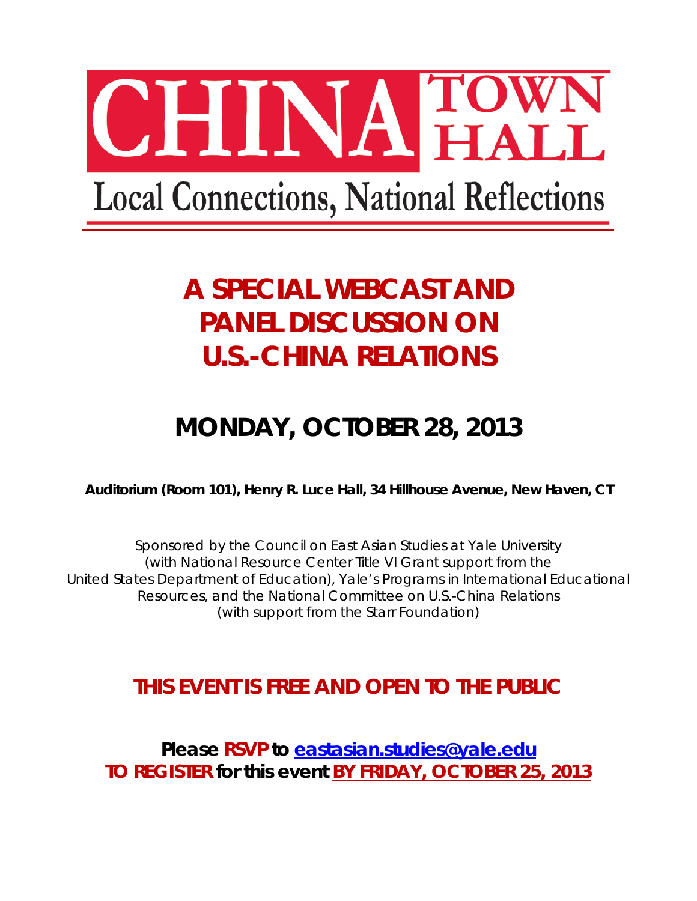# CHINA TOWN HALL

## Local Connections, National Reflections

## A SPECIAL WEBCAST AND PANEL DISCUSSION ON U.S.-CHINA RELATIONS

## MONDAY, OCTOBER 28, 2013

**Auditorium (Room 101), Henry R. Luce Hall, 34 Hillhouse Avenue, New Haven, CT**

*Sponsored by the Council on East Asian Studies at Yale University (with National Resource Center Title VI Grant support from the United States Department of Education), Yale's Programs in International Educational Resources, and the National Committee on U.S.-China Relations (with support from the Starr Foundation)*

**THIS EVENT IS FREE AND OPEN TO THE PUBLIC**

**Please RSVP to eastasian.studies@yale.edu**
**TO REGISTER for this event BY FRIDAY, OCTOBER 25, 2013**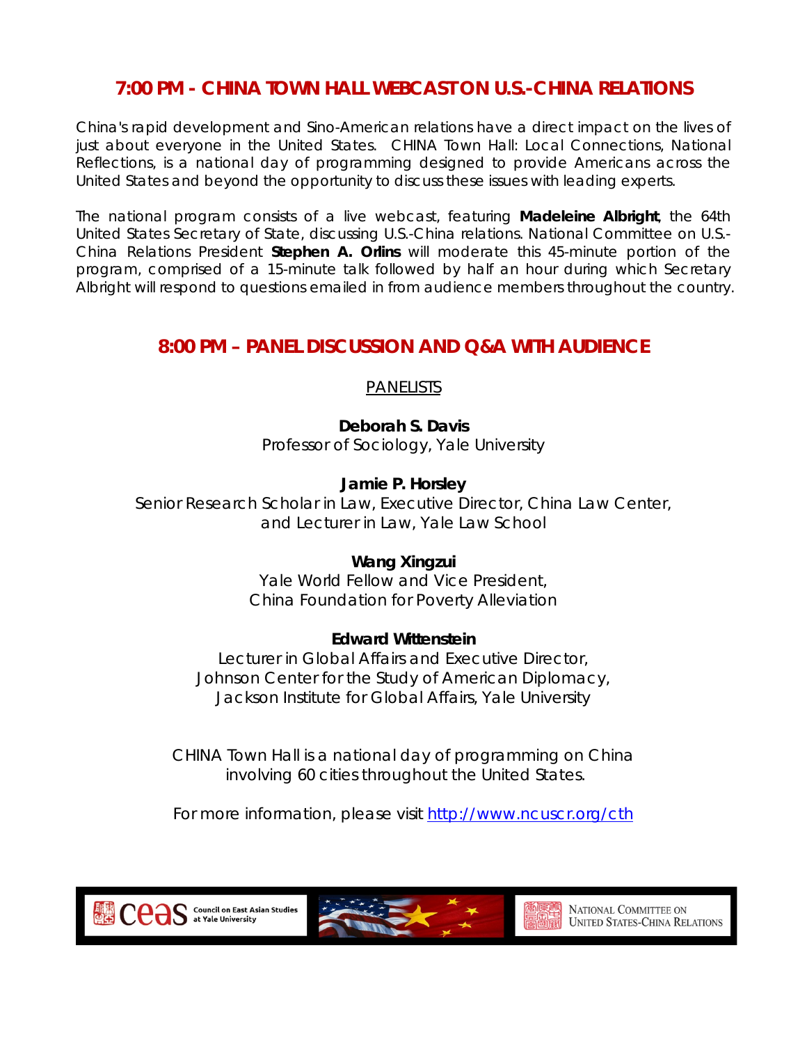## 7:00 PM - CHINA TOWN HALL WEBCAST ON U.S.-CHINA RELATIONS

China's rapid development and Sino-American relations have a direct impact on the lives of just about everyone in the United States. CHINA Town Hall: Local Connections, National Reflections, is a national day of programming designed to provide Americans across the United States and beyond the opportunity to discuss these issues with leading experts.

The national program consists of a live webcast, featuring **Madeleine Albright**, the 64th United States Secretary of State, discussing U.S.-China relations. National Committee on U.S.-China Relations President **Stephen A. Orlins** will moderate this 45-minute portion of the program, comprised of a 15-minute talk followed by half an hour during which Secretary Albright will respond to questions emailed in from audience members throughout the country.

## 8:00 PM – PANEL DISCUSSION AND Q&A WITH AUDIENCE

PANELISTS

**Deborah S. Davis**
Professor of Sociology, Yale University

**Jamie P. Horsley**
Senior Research Scholar in Law, Executive Director, China Law Center, and Lecturer in Law, Yale Law School

**Wang Xingzui**
Yale World Fellow and Vice President, China Foundation for Poverty Alleviation

**Edward Wittenstein**
Lecturer in Global Affairs and Executive Director, Johnson Center for the Study of American Diplomacy, Jackson Institute for Global Affairs, Yale University

CHINA Town Hall is a national day of programming on China involving 60 cities throughout the United States.

For more information, please visit http://www.ncuscr.org/cth

ceas Council on East Asian Studies at Yale University

National Committee on United States-China Relations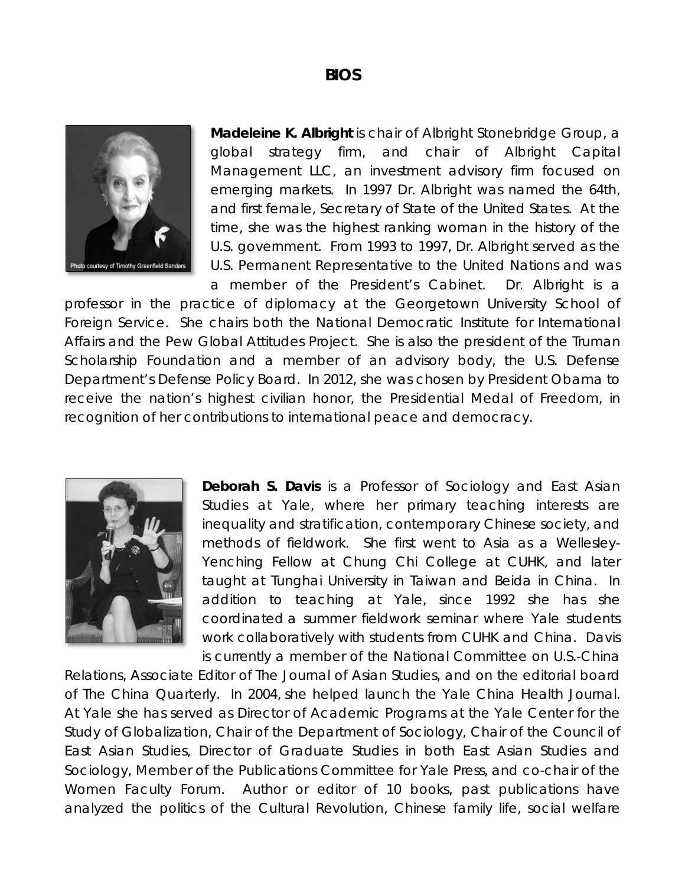# BIOS

**Madeleine K. Albright** is chair of Albright Stonebridge Group, a global strategy firm, and chair of Albright Capital Management LLC, an investment advisory firm focused on emerging markets. In 1997 Dr. Albright was named the 64th, and first female, Secretary of State of the United States. At the time, she was the highest ranking woman in the history of the U.S. government. From 1993 to 1997, Dr. Albright served as the U.S. Permanent Representative to the United Nations and was a member of the President's Cabinet. Dr. Albright is a professor in the practice of diplomacy at the Georgetown University School of Foreign Service. She chairs both the National Democratic Institute for International Affairs and the Pew Global Attitudes Project. She is also the president of the Truman Scholarship Foundation and a member of an advisory body, the U.S. Defense Department's Defense Policy Board. In 2012, she was chosen by President Obama to receive the nation's highest civilian honor, the Presidential Medal of Freedom, in recognition of her contributions to international peace and democracy.

**Deborah S. Davis** is a Professor of Sociology and East Asian Studies at Yale, where her primary teaching interests are inequality and stratification, contemporary Chinese society, and methods of fieldwork. She first went to Asia as a Wellesley-Yenching Fellow at Chung Chi College at CUHK, and later taught at Tunghai University in Taiwan and Beida in China. In addition to teaching at Yale, since 1992 she has she coordinated a summer fieldwork seminar where Yale students work collaboratively with students from CUHK and China. Davis is currently a member of the National Committee on U.S.-China Relations, Associate Editor of The Journal of Asian Studies, and on the editorial board of The China Quarterly. In 2004, she helped launch the Yale China Health Journal. At Yale she has served as Director of Academic Programs at the Yale Center for the Study of Globalization, Chair of the Department of Sociology, Chair of the Council of East Asian Studies, Director of Graduate Studies in both East Asian Studies and Sociology, Member of the Publications Committee for Yale Press, and co-chair of the Women Faculty Forum. Author or editor of 10 books, past publications have analyzed the politics of the Cultural Revolution, Chinese family life, social welfare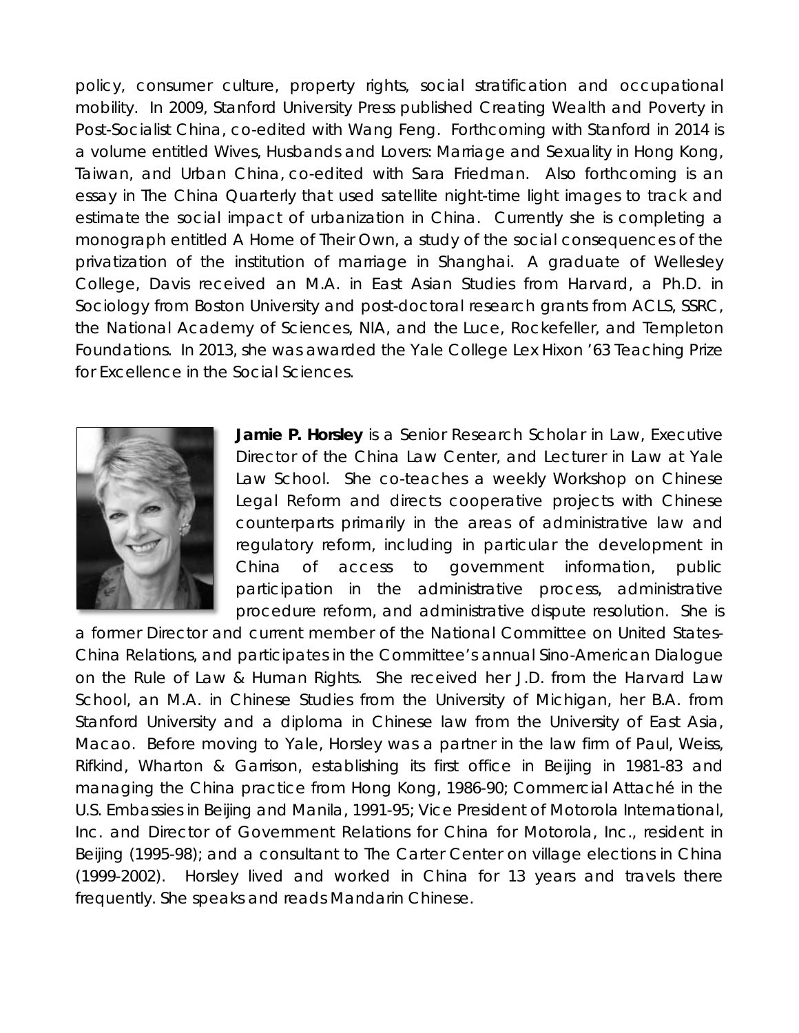policy, consumer culture, property rights, social stratification and occupational mobility. In 2009, Stanford University Press published Creating Wealth and Poverty in Post-Socialist China, co-edited with Wang Feng. Forthcoming with Stanford in 2014 is a volume entitled Wives, Husbands and Lovers: Marriage and Sexuality in Hong Kong, Taiwan, and Urban China, co-edited with Sara Friedman. Also forthcoming is an essay in The China Quarterly that used satellite night-time light images to track and estimate the social impact of urbanization in China. Currently she is completing a monograph entitled A Home of Their Own, a study of the social consequences of the privatization of the institution of marriage in Shanghai. A graduate of Wellesley College, Davis received an M.A. in East Asian Studies from Harvard, a Ph.D. in Sociology from Boston University and post-doctoral research grants from ACLS, SSRC, the National Academy of Sciences, NIA, and the Luce, Rockefeller, and Templeton Foundations. In 2013, she was awarded the Yale College Lex Hixon '63 Teaching Prize for Excellence in the Social Sciences.

**Jamie P. Horsley** is a Senior Research Scholar in Law, Executive Director of the China Law Center, and Lecturer in Law at Yale Law School. She co-teaches a weekly Workshop on Chinese Legal Reform and directs cooperative projects with Chinese counterparts primarily in the areas of administrative law and regulatory reform, including in particular the development in China of access to government information, public participation in the administrative process, administrative procedure reform, and administrative dispute resolution. She is a former Director and current member of the National Committee on United States-China Relations, and participates in the Committee's annual Sino-American Dialogue on the Rule of Law & Human Rights. She received her J.D. from the Harvard Law School, an M.A. in Chinese Studies from the University of Michigan, her B.A. from Stanford University and a diploma in Chinese law from the University of East Asia, Macao. Before moving to Yale, Horsley was a partner in the law firm of Paul, Weiss, Rifkind, Wharton & Garrison, establishing its first office in Beijing in 1981-83 and managing the China practice from Hong Kong, 1986-90; Commercial Attaché in the U.S. Embassies in Beijing and Manila, 1991-95; Vice President of Motorola International, Inc. and Director of Government Relations for China for Motorola, Inc., resident in Beijing (1995-98); and a consultant to The Carter Center on village elections in China (1999-2002). Horsley lived and worked in China for 13 years and travels there frequently. She speaks and reads Mandarin Chinese.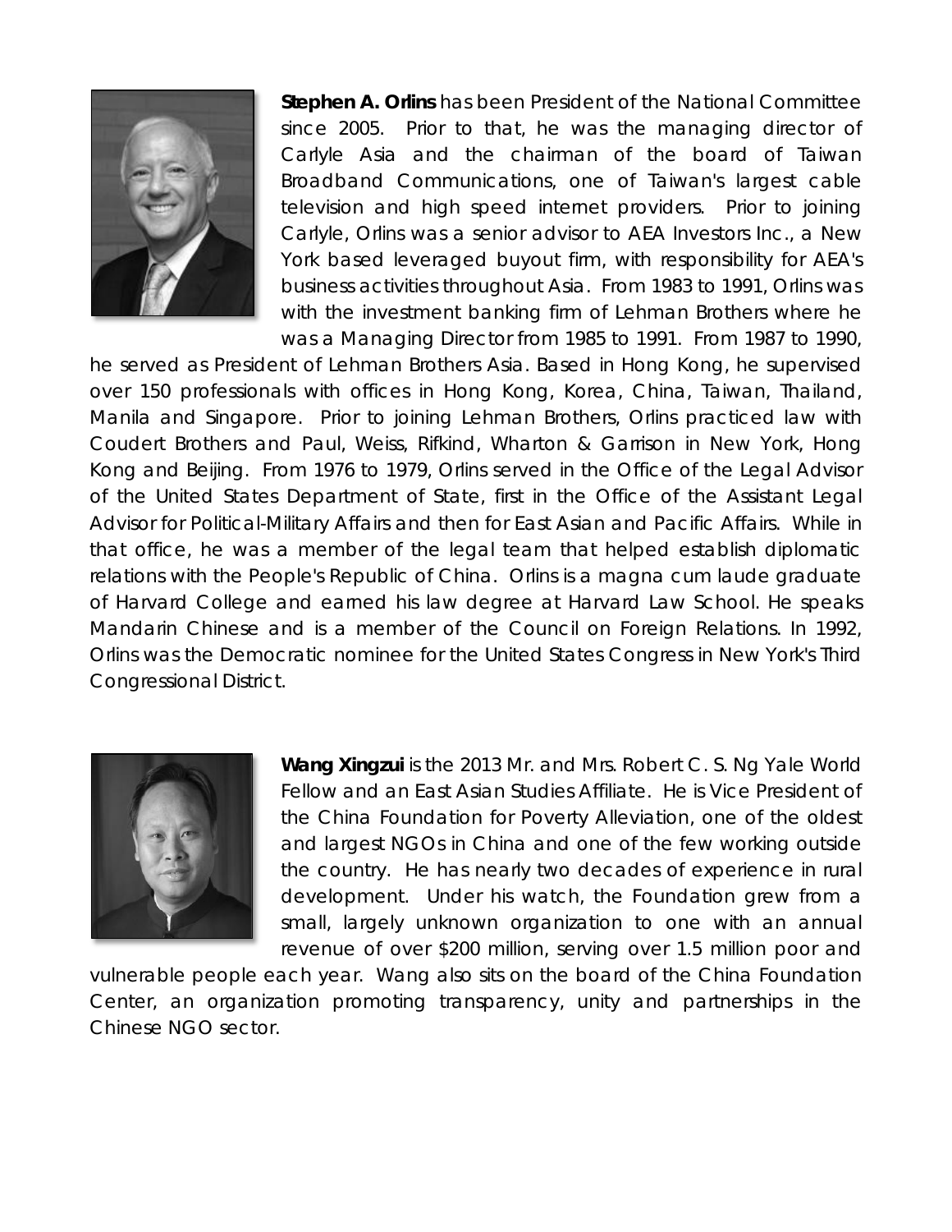**Stephen A. Orlins** has been President of the National Committee since 2005. Prior to that, he was the managing director of Carlyle Asia and the chairman of the board of Taiwan Broadband Communications, one of Taiwan's largest cable television and high speed internet providers. Prior to joining Carlyle, Orlins was a senior advisor to AEA Investors Inc., a New York based leveraged buyout firm, with responsibility for AEA's business activities throughout Asia. From 1983 to 1991, Orlins was with the investment banking firm of Lehman Brothers where he was a Managing Director from 1985 to 1991. From 1987 to 1990, he served as President of Lehman Brothers Asia. Based in Hong Kong, he supervised over 150 professionals with offices in Hong Kong, Korea, China, Taiwan, Thailand, Manila and Singapore. Prior to joining Lehman Brothers, Orlins practiced law with Coudert Brothers and Paul, Weiss, Rifkind, Wharton & Garrison in New York, Hong Kong and Beijing. From 1976 to 1979, Orlins served in the Office of the Legal Advisor of the United States Department of State, first in the Office of the Assistant Legal Advisor for Political-Military Affairs and then for East Asian and Pacific Affairs. While in that office, he was a member of the legal team that helped establish diplomatic relations with the People's Republic of China. Orlins is a magna cum laude graduate of Harvard College and earned his law degree at Harvard Law School. He speaks Mandarin Chinese and is a member of the Council on Foreign Relations. In 1992, Orlins was the Democratic nominee for the United States Congress in New York's Third Congressional District.

**Wang Xingzui** is the 2013 Mr. and Mrs. Robert C. S. Ng Yale World Fellow and an East Asian Studies Affiliate. He is Vice President of the China Foundation for Poverty Alleviation, one of the oldest and largest NGOs in China and one of the few working outside the country. He has nearly two decades of experience in rural development. Under his watch, the Foundation grew from a small, largely unknown organization to one with an annual revenue of over $200 million, serving over 1.5 million poor and vulnerable people each year. Wang also sits on the board of the China Foundation Center, an organization promoting transparency, unity and partnerships in the Chinese NGO sector.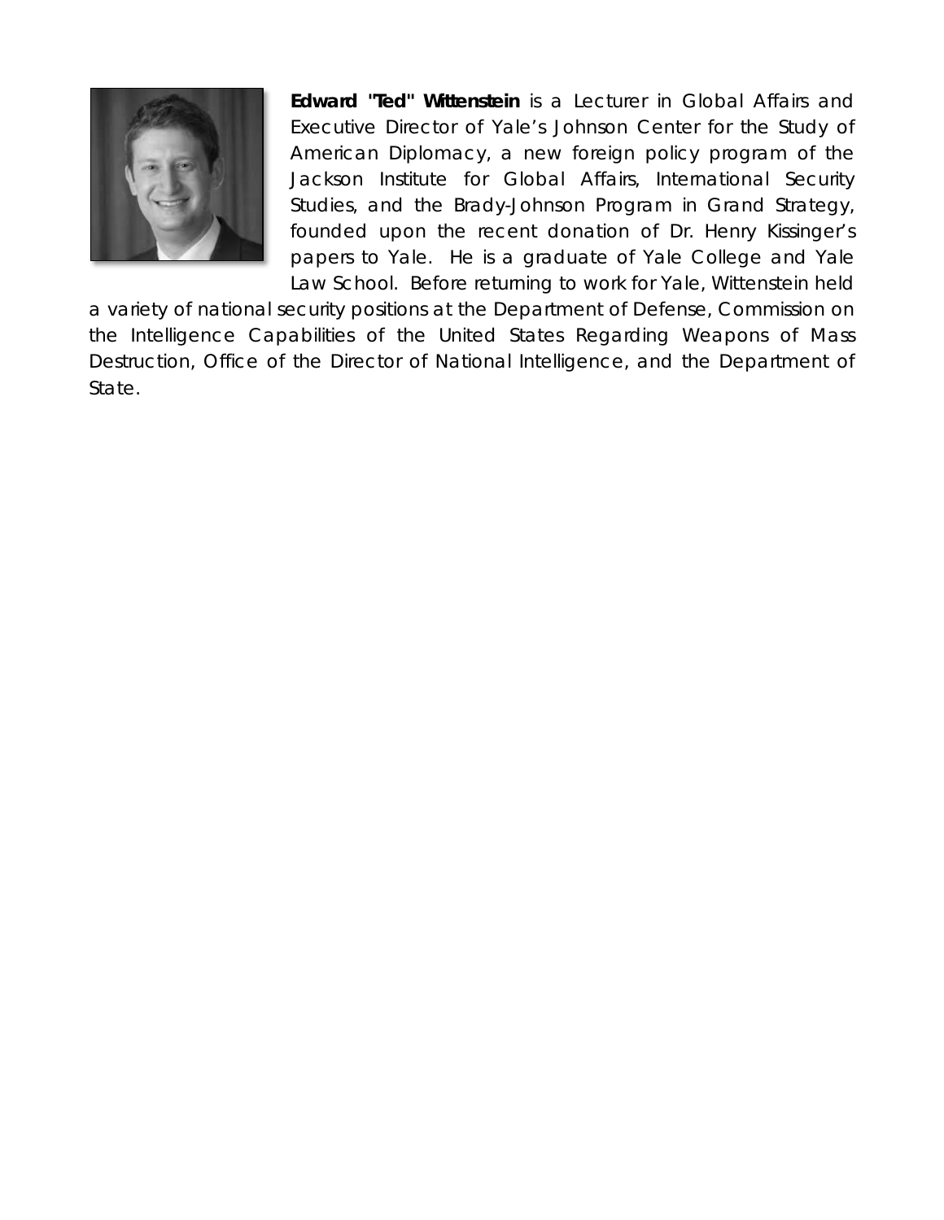**Edward "Ted" Wittenstein** is a Lecturer in Global Affairs and Executive Director of Yale's Johnson Center for the Study of American Diplomacy, a new foreign policy program of the Jackson Institute for Global Affairs, International Security Studies, and the Brady-Johnson Program in Grand Strategy, founded upon the recent donation of Dr. Henry Kissinger's papers to Yale. He is a graduate of Yale College and Yale Law School. Before returning to work for Yale, Wittenstein held a variety of national security positions at the Department of Defense, Commission on the Intelligence Capabilities of the United States Regarding Weapons of Mass Destruction, Office of the Director of National Intelligence, and the Department of State.